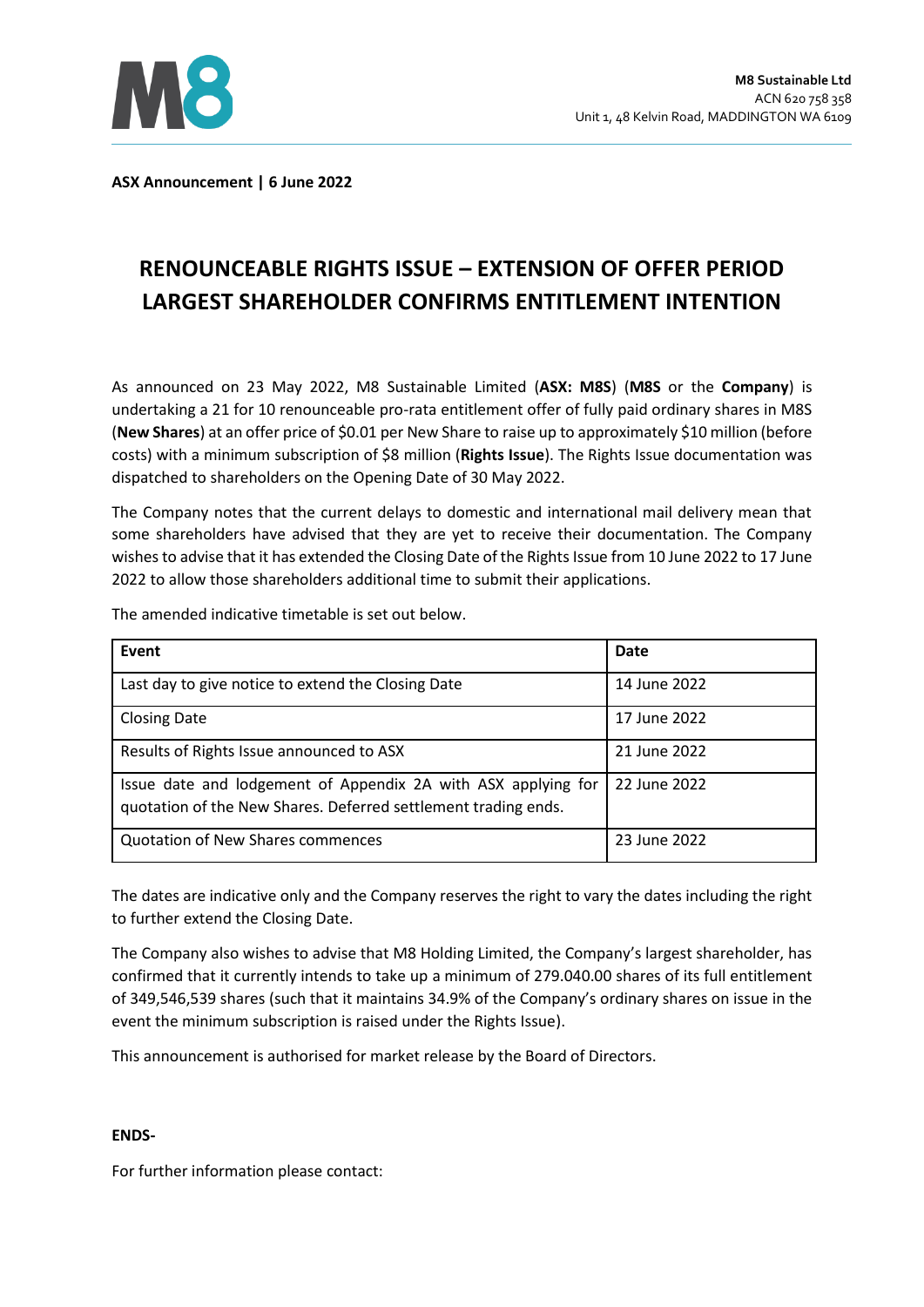**M8 Sustainable Ltd**
ACN 620 758 358
Unit 1, 48 Kelvin Road, MADDINGTON WA 6109

**ASX Announcement | 6 June 2022**

# RENOUNCEABLE RIGHTS ISSUE – EXTENSION OF OFFER PERIOD LARGEST SHAREHOLDER CONFIRMS ENTITLEMENT INTENTION

As announced on 23 May 2022, M8 Sustainable Limited (**ASX: M8S**) (**M8S** or the **Company**) is undertaking a 21 for 10 renounceable pro-rata entitlement offer of fully paid ordinary shares in M8S (**New Shares**) at an offer price of $0.01 per New Share to raise up to approximately $10 million (before costs) with a minimum subscription of $8 million (**Rights Issue**). The Rights Issue documentation was dispatched to shareholders on the Opening Date of 30 May 2022.

The Company notes that the current delays to domestic and international mail delivery mean that some shareholders have advised that they are yet to receive their documentation. The Company wishes to advise that it has extended the Closing Date of the Rights Issue from 10 June 2022 to 17 June 2022 to allow those shareholders additional time to submit their applications.

The amended indicative timetable is set out below.

| Event | Date |
|---|---|
| Last day to give notice to extend the Closing Date | 14 June 2022 |
| Closing Date | 17 June 2022 |
| Results of Rights Issue announced to ASX | 21 June 2022 |
| Issue date and lodgement of Appendix 2A with ASX applying for quotation of the New Shares. Deferred settlement trading ends. | 22 June 2022 |
| Quotation of New Shares commences | 23 June 2022 |

The dates are indicative only and the Company reserves the right to vary the dates including the right to further extend the Closing Date.

The Company also wishes to advise that M8 Holding Limited, the Company's largest shareholder, has confirmed that it currently intends to take up a minimum of 279.040.00 shares of its full entitlement of 349,546,539 shares (such that it maintains 34.9% of the Company's ordinary shares on issue in the event the minimum subscription is raised under the Rights Issue).

This announcement is authorised for market release by the Board of Directors.

**ENDS-**

For further information please contact: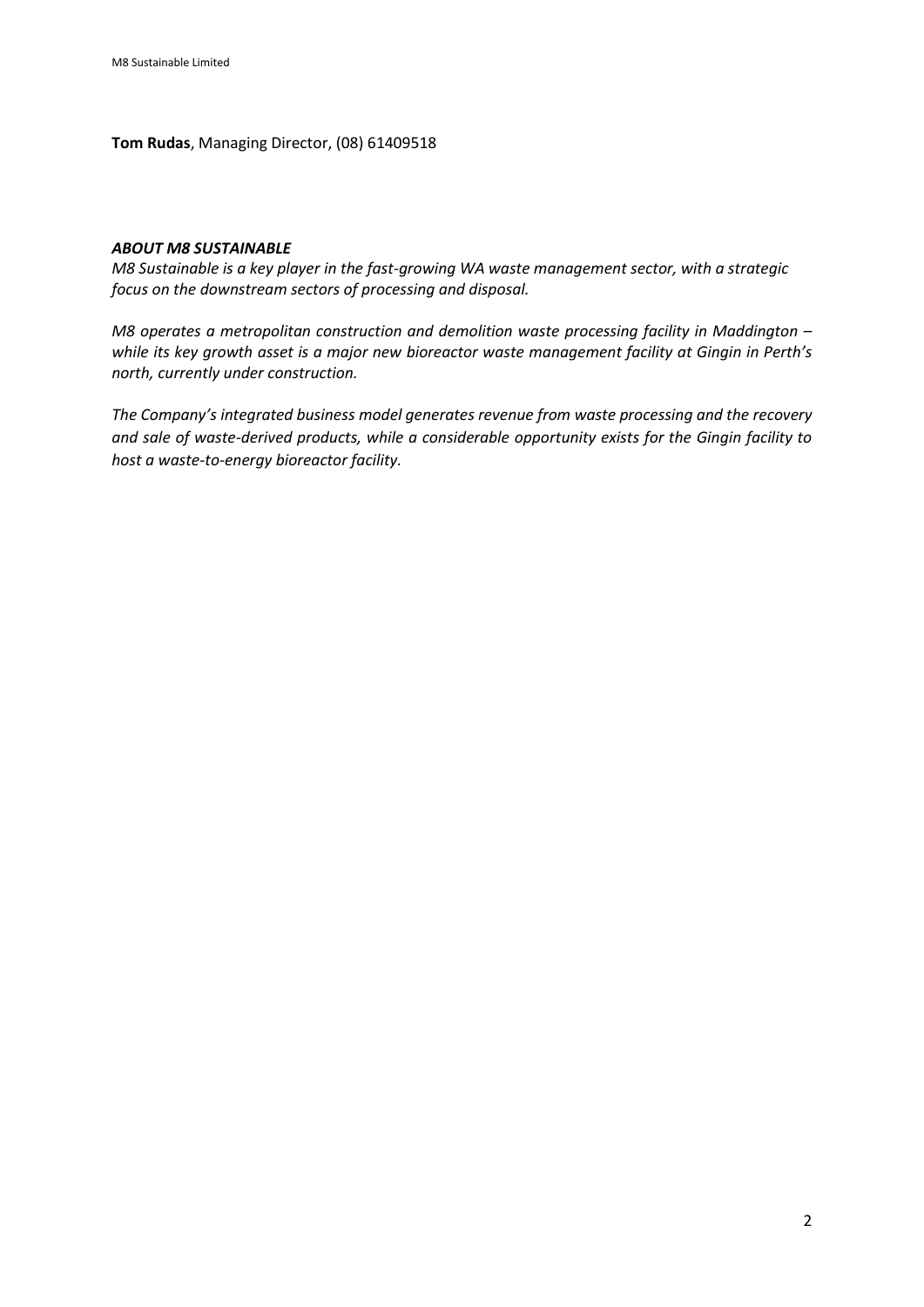**Tom Rudas**, Managing Director, (08) 61409518

***ABOUT M8 SUSTAINABLE***

*M8 Sustainable is a key player in the fast-growing WA waste management sector, with a strategic focus on the downstream sectors of processing and disposal.*

*M8 operates a metropolitan construction and demolition waste processing facility in Maddington – while its key growth asset is a major new bioreactor waste management facility at Gingin in Perth's north, currently under construction.*

*The Company's integrated business model generates revenue from waste processing and the recovery and sale of waste-derived products, while a considerable opportunity exists for the Gingin facility to host a waste-to-energy bioreactor facility.*